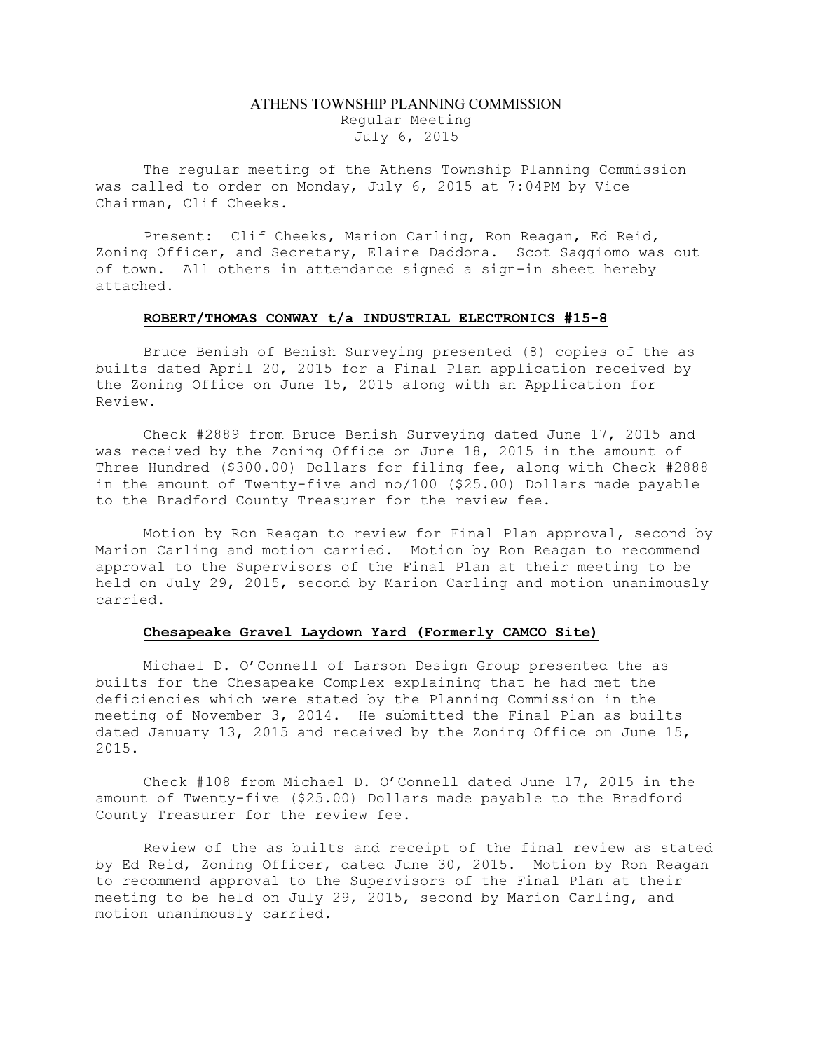# ATHENS TOWNSHIP PLANNING COMMISSION

Regular Meeting

July 6, 2015

The regular meeting of the Athens Township Planning Commission was called to order on Monday, July 6, 2015 at 7:04PM by Vice Chairman, Clif Cheeks.

Present: Clif Cheeks, Marion Carling, Ron Reagan, Ed Reid, Zoning Officer, and Secretary, Elaine Daddona. Scot Saggiomo was out of town. All others in attendance signed a sign-in sheet hereby attached.

**ROBERT/THOMAS CONWAY t/a INDUSTRIAL ELECTRONICS #15-8**

Bruce Benish of Benish Surveying presented (8) copies of the as builts dated April 20, 2015 for a Final Plan application received by the Zoning Office on June 15, 2015 along with an Application for Review.

Check #2889 from Bruce Benish Surveying dated June 17, 2015 and was received by the Zoning Office on June 18, 2015 in the amount of Three Hundred ($300.00) Dollars for filing fee, along with Check #2888 in the amount of Twenty-five and no/100 ($25.00) Dollars made payable to the Bradford County Treasurer for the review fee.

Motion by Ron Reagan to review for Final Plan approval, second by Marion Carling and motion carried. Motion by Ron Reagan to recommend approval to the Supervisors of the Final Plan at their meeting to be held on July 29, 2015, second by Marion Carling and motion unanimously carried.

**Chesapeake Gravel Laydown Yard (Formerly CAMCO Site)**

Michael D. O'Connell of Larson Design Group presented the as builts for the Chesapeake Complex explaining that he had met the deficiencies which were stated by the Planning Commission in the meeting of November 3, 2014. He submitted the Final Plan as builts dated January 13, 2015 and received by the Zoning Office on June 15, 2015.

Check #108 from Michael D. O'Connell dated June 17, 2015 in the amount of Twenty-five ($25.00) Dollars made payable to the Bradford County Treasurer for the review fee.

Review of the as builts and receipt of the final review as stated by Ed Reid, Zoning Officer, dated June 30, 2015. Motion by Ron Reagan to recommend approval to the Supervisors of the Final Plan at their meeting to be held on July 29, 2015, second by Marion Carling, and motion unanimously carried.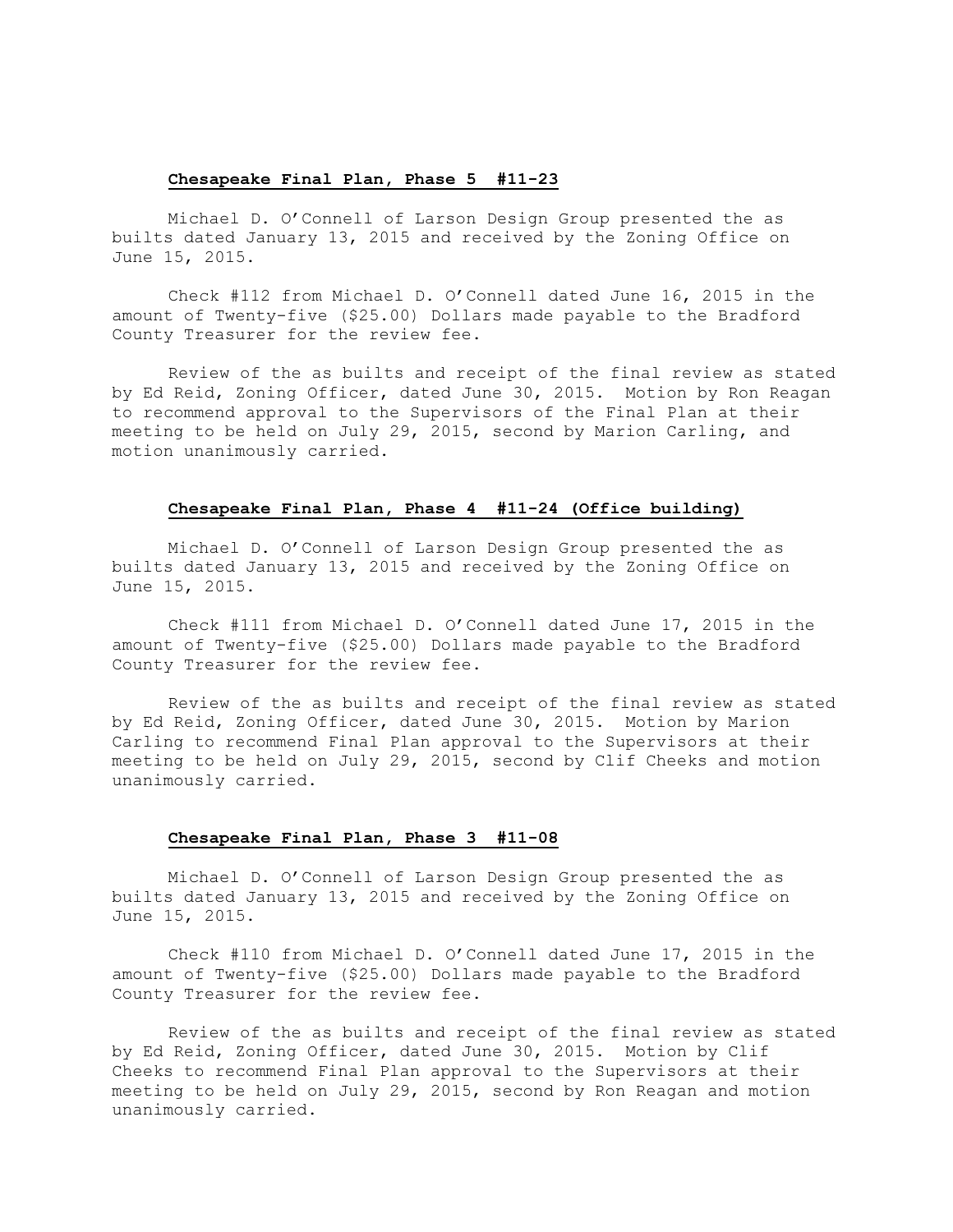**Chesapeake Final Plan, Phase 5 #11-23**

Michael D. O'Connell of Larson Design Group presented the as builts dated January 13, 2015 and received by the Zoning Office on June 15, 2015.

Check #112 from Michael D. O'Connell dated June 16, 2015 in the amount of Twenty-five ($25.00) Dollars made payable to the Bradford County Treasurer for the review fee.

Review of the as builts and receipt of the final review as stated by Ed Reid, Zoning Officer, dated June 30, 2015. Motion by Ron Reagan to recommend approval to the Supervisors of the Final Plan at their meeting to be held on July 29, 2015, second by Marion Carling, and motion unanimously carried.

**Chesapeake Final Plan, Phase 4 #11-24 (Office building)**

Michael D. O'Connell of Larson Design Group presented the as builts dated January 13, 2015 and received by the Zoning Office on June 15, 2015.

Check #111 from Michael D. O'Connell dated June 17, 2015 in the amount of Twenty-five ($25.00) Dollars made payable to the Bradford County Treasurer for the review fee.

Review of the as builts and receipt of the final review as stated by Ed Reid, Zoning Officer, dated June 30, 2015. Motion by Marion Carling to recommend Final Plan approval to the Supervisors at their meeting to be held on July 29, 2015, second by Clif Cheeks and motion unanimously carried.

**Chesapeake Final Plan, Phase 3 #11-08**

Michael D. O'Connell of Larson Design Group presented the as builts dated January 13, 2015 and received by the Zoning Office on June 15, 2015.

Check #110 from Michael D. O'Connell dated June 17, 2015 in the amount of Twenty-five ($25.00) Dollars made payable to the Bradford County Treasurer for the review fee.

Review of the as builts and receipt of the final review as stated by Ed Reid, Zoning Officer, dated June 30, 2015. Motion by Clif Cheeks to recommend Final Plan approval to the Supervisors at their meeting to be held on July 29, 2015, second by Ron Reagan and motion unanimously carried.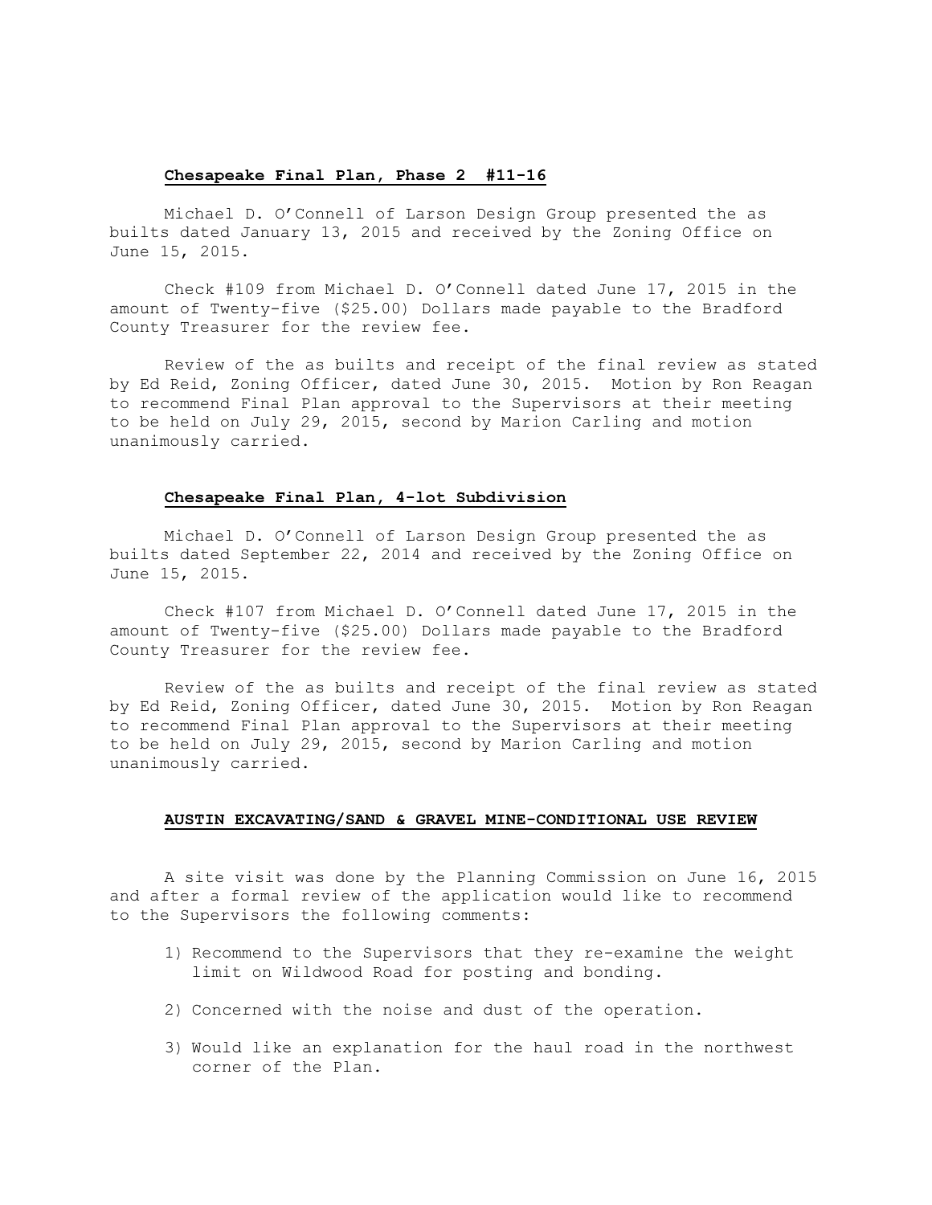**Chesapeake Final Plan, Phase 2 #11-16**

Michael D. O'Connell of Larson Design Group presented the as builts dated January 13, 2015 and received by the Zoning Office on June 15, 2015.

Check #109 from Michael D. O'Connell dated June 17, 2015 in the amount of Twenty-five ($25.00) Dollars made payable to the Bradford County Treasurer for the review fee.

Review of the as builts and receipt of the final review as stated by Ed Reid, Zoning Officer, dated June 30, 2015. Motion by Ron Reagan to recommend Final Plan approval to the Supervisors at their meeting to be held on July 29, 2015, second by Marion Carling and motion unanimously carried.

**Chesapeake Final Plan, 4-lot Subdivision**

Michael D. O'Connell of Larson Design Group presented the as builts dated September 22, 2014 and received by the Zoning Office on June 15, 2015.

Check #107 from Michael D. O'Connell dated June 17, 2015 in the amount of Twenty-five ($25.00) Dollars made payable to the Bradford County Treasurer for the review fee.

Review of the as builts and receipt of the final review as stated by Ed Reid, Zoning Officer, dated June 30, 2015. Motion by Ron Reagan to recommend Final Plan approval to the Supervisors at their meeting to be held on July 29, 2015, second by Marion Carling and motion unanimously carried.

**AUSTIN EXCAVATING/SAND & GRAVEL MINE-CONDITIONAL USE REVIEW**

A site visit was done by the Planning Commission on June 16, 2015 and after a formal review of the application would like to recommend to the Supervisors the following comments:

1) Recommend to the Supervisors that they re-examine the weight limit on Wildwood Road for posting and bonding.

2) Concerned with the noise and dust of the operation.

3) Would like an explanation for the haul road in the northwest corner of the Plan.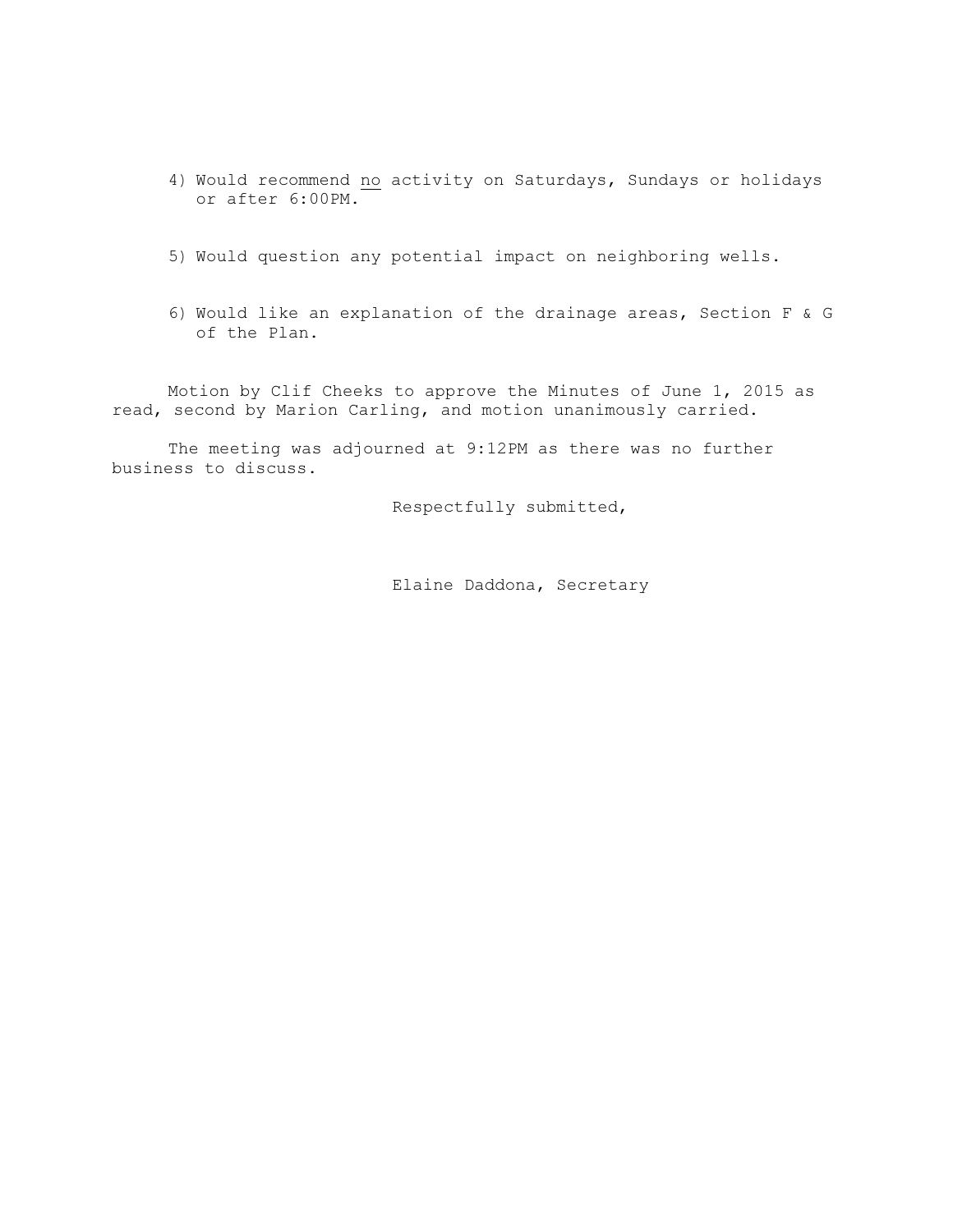4) Would recommend <u>no</u> activity on Saturdays, Sundays or holidays or after 6:00PM.

5) Would question any potential impact on neighboring wells.

6) Would like an explanation of the drainage areas, Section F & G of the Plan.

Motion by Clif Cheeks to approve the Minutes of June 1, 2015 as read, second by Marion Carling, and motion unanimously carried.

The meeting was adjourned at 9:12PM as there was no further business to discuss.

Respectfully submitted,

Elaine Daddona, Secretary